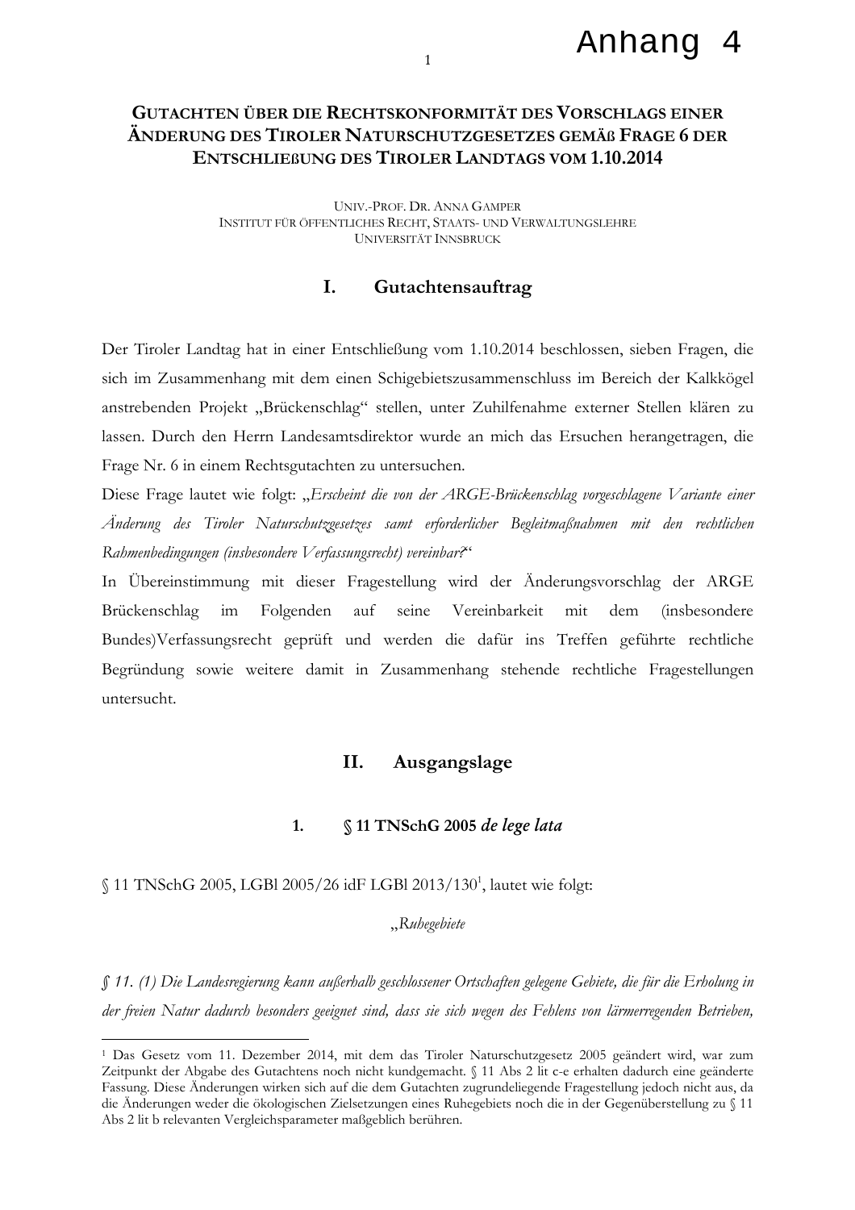Anhang 4

# Gutachten über die Rechtskonformität des Vorschlags einer Änderung des Tiroler Naturschutzgesetzes gemäß Frage 6 der Entschließung des Tiroler Landtags vom 1.10.2014

Univ.-Prof. Dr. Anna Gamper
Institut für Öffentliches Recht, Staats- und Verwaltungslehre
Universität Innsbruck

## I. Gutachtensauftrag

Der Tiroler Landtag hat in einer Entschließung vom 1.10.2014 beschlossen, sieben Fragen, die sich im Zusammenhang mit dem einen Schigebietszusammenschluss im Bereich der Kalkkögel anstrebenden Projekt „Brückenschlag" stellen, unter Zuhilfenahme externer Stellen klären zu lassen. Durch den Herrn Landesamtsdirektor wurde an mich das Ersuchen herangetragen, die Frage Nr. 6 in einem Rechtsgutachten zu untersuchen.

Diese Frage lautet wie folgt: „*Erscheint die von der ARGE-Brückenschlag vorgeschlagene Variante einer Änderung des Tiroler Naturschutzgesetzes samt erforderlicher Begleitmaßnahmen mit den rechtlichen Rahmenbedingungen (insbesondere Verfassungsrecht) vereinbar?*"

In Übereinstimmung mit dieser Fragestellung wird der Änderungsvorschlag der ARGE Brückenschlag im Folgenden auf seine Vereinbarkeit mit dem (insbesondere Bundes)Verfassungsrecht geprüft und werden die dafür ins Treffen geführte rechtliche Begründung sowie weitere damit in Zusammenhang stehende rechtliche Fragestellungen untersucht.

## II. Ausgangslage

### 1. § 11 TNSchG 2005 *de lege lata*

§ 11 TNSchG 2005, LGBl 2005/26 idF LGBl 2013/130[1], lautet wie folgt:

„*Ruhegebiete*

*§ 11. (1) Die Landesregierung kann außerhalb geschlossener Ortschaften gelegene Gebiete, die für die Erholung in der freien Natur dadurch besonders geeignet sind, dass sie sich wegen des Fehlens von lärmerregenden Betrieben,*

---

[1] Das Gesetz vom 11. Dezember 2014, mit dem das Tiroler Naturschutzgesetz 2005 geändert wird, war zum Zeitpunkt der Abgabe des Gutachtens noch nicht kundgemacht. § 11 Abs 2 lit c-e erhalten dadurch eine geänderte Fassung. Diese Änderungen wirken sich auf die dem Gutachten zugrundeliegende Fragestellung jedoch nicht aus, da die Änderungen weder die ökologischen Zielsetzungen eines Ruhegebiets noch die in der Gegenüberstellung zu § 11 Abs 2 lit b relevanten Vergleichsparameter maßgeblich berühren.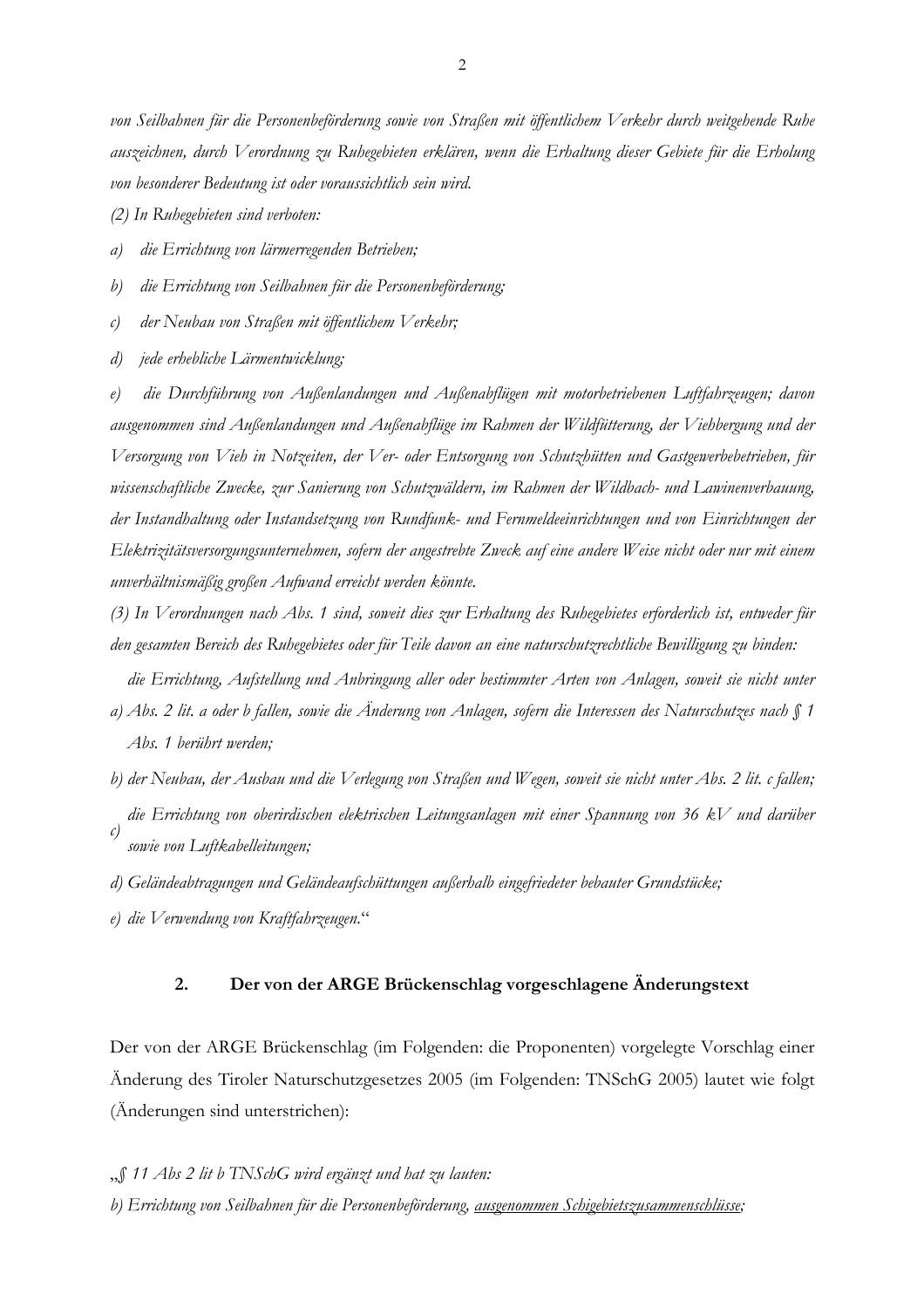*von Seilbahnen für die Personenbeförderung sowie von Straßen mit öffentlichem Verkehr durch weitgehende Ruhe auszeichnen, durch Verordnung zu Ruhegebieten erklären, wenn die Erhaltung dieser Gebiete für die Erholung von besonderer Bedeutung ist oder voraussichtlich sein wird.*

*(2) In Ruhegebieten sind verboten:*

*a) die Errichtung von lärmerregenden Betrieben;*

*b) die Errichtung von Seilbahnen für die Personenbeförderung;*

*c) der Neubau von Straßen mit öffentlichem Verkehr;*

*d) jede erhebliche Lärmentwicklung;*

*e) die Durchführung von Außenlandungen und Außenabflügen mit motorbetriebenen Luftfahrzeugen; davon ausgenommen sind Außenlandungen und Außenabflüge im Rahmen der Wildfütterung, der Viehbergung und der Versorgung von Vieh in Notzeiten, der Ver- oder Entsorgung von Schutzhütten und Gastgewerbebetrieben, für wissenschaftliche Zwecke, zur Sanierung von Schutzwäldern, im Rahmen der Wildbach- und Lawinenverbauung, der Instandhaltung oder Instandsetzung von Rundfunk- und Fernmeldeeinrichtungen und von Einrichtungen der Elektrizitätsversorgungsunternehmen, sofern der angestrebte Zweck auf eine andere Weise nicht oder nur mit einem unverhältnismäßig großen Aufwand erreicht werden könnte.*

*(3) In Verordnungen nach Abs. 1 sind, soweit dies zur Erhaltung des Ruhegebietes erforderlich ist, entweder für den gesamten Bereich des Ruhegebietes oder für Teile davon an eine naturschutzrechtliche Bewilligung zu binden:*

*a) die Errichtung, Aufstellung und Anbringung aller oder bestimmter Arten von Anlagen, soweit sie nicht unter Abs. 2 lit. a oder b fallen, sowie die Änderung von Anlagen, sofern die Interessen des Naturschutzes nach § 1 Abs. 1 berührt werden;*

*b) der Neubau, der Ausbau und die Verlegung von Straßen und Wegen, soweit sie nicht unter Abs. 2 lit. c fallen;*

*c) die Errichtung von oberirdischen elektrischen Leitungsanlagen mit einer Spannung von 36 kV und darüber sowie von Luftkabelleitungen;*

*d) Geländeabtragungen und Geländeaufschüttungen außerhalb eingefriedeter bebauter Grundstücke;*

*e) die Verwendung von Kraftfahrzeugen.*"

## 2. Der von der ARGE Brückenschlag vorgeschlagene Änderungstext

Der von der ARGE Brückenschlag (im Folgenden: die Proponenten) vorgelegte Vorschlag einer Änderung des Tiroler Naturschutzgesetzes 2005 (im Folgenden: TNSchG 2005) lautet wie folgt (Änderungen sind unterstrichen):

„*§ 11 Abs 2 lit b TNSchG wird ergänzt und hat zu lauten:*

*b) Errichtung von Seilbahnen für die Personenbeförderung, <u>ausgenommen Schigebietszusammenschlüsse</u>;*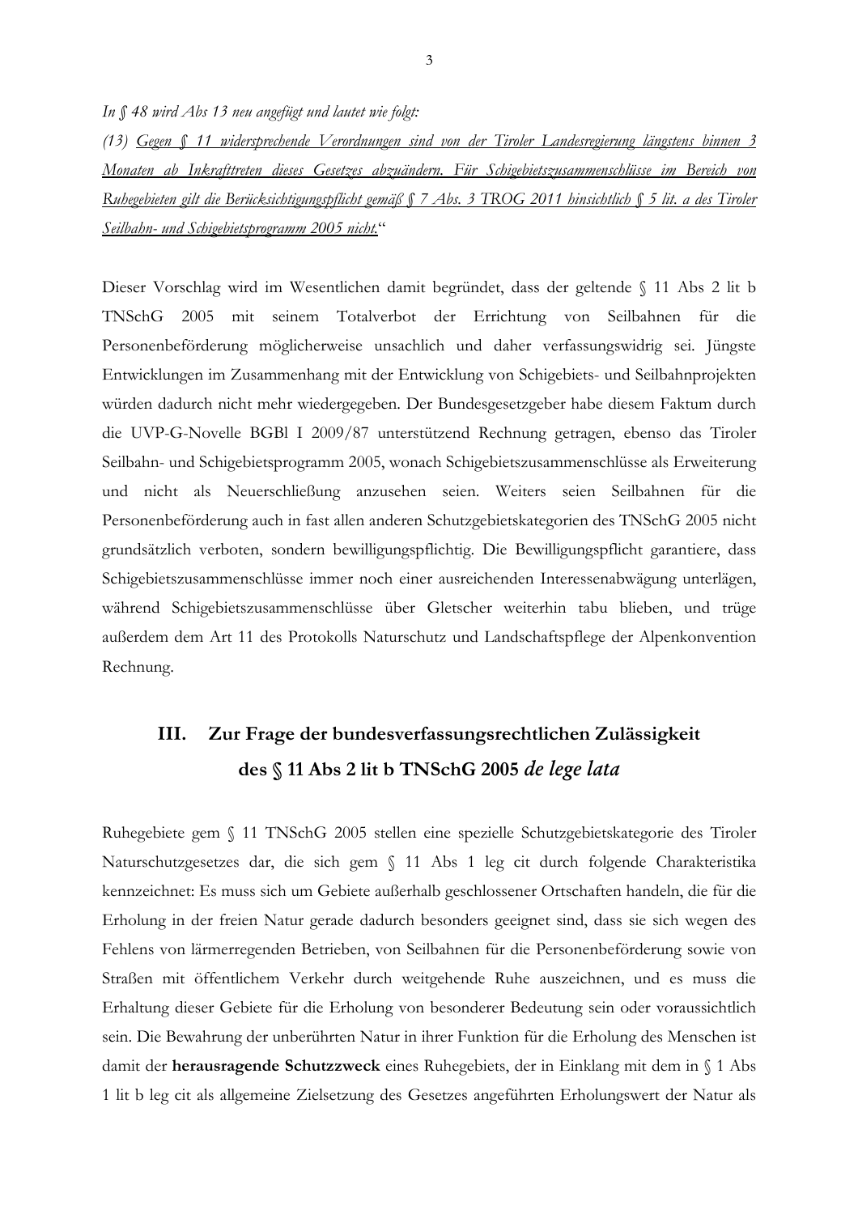*In § 48 wird Abs 13 neu angefügt und lautet wie folgt:*

*(13) <u>Gegen § 11 widersprechende Verordnungen sind von der Tiroler Landesregierung längstens binnen 3 Monaten ab Inkrafttreten dieses Gesetzes abzuändern. Für Schigebietszusammenschlüsse im Bereich von Ruhegebieten gilt die Berücksichtigungspflicht gemäß § 7 Abs. 3 TROG 2011 hinsichtlich § 5 lit. a des Tiroler Seilbahn- und Schigebietsprogramm 2005 nicht.</u>*"

Dieser Vorschlag wird im Wesentlichen damit begründet, dass der geltende § 11 Abs 2 lit b TNSchG 2005 mit seinem Totalverbot der Errichtung von Seilbahnen für die Personenbeförderung möglicherweise unsachlich und daher verfassungswidrig sei. Jüngste Entwicklungen im Zusammenhang mit der Entwicklung von Schigebiets- und Seilbahnprojekten würden dadurch nicht mehr wiedergegeben. Der Bundesgesetzgeber habe diesem Faktum durch die UVP-G-Novelle BGBl I 2009/87 unterstützend Rechnung getragen, ebenso das Tiroler Seilbahn- und Schigebietsprogramm 2005, wonach Schigebietszusammenschlüsse als Erweiterung und nicht als Neuerschließung anzusehen seien. Weiters seien Seilbahnen für die Personenbeförderung auch in fast allen anderen Schutzgebietskategorien des TNSchG 2005 nicht grundsätzlich verboten, sondern bewilligungspflichtig. Die Bewilligungspflicht garantiere, dass Schigebietszusammenschlüsse immer noch einer ausreichenden Interessenabwägung unterlägen, während Schigebietszusammenschlüsse über Gletscher weiterhin tabu blieben, und trüge außerdem dem Art 11 des Protokolls Naturschutz und Landschaftspflege der Alpenkonvention Rechnung.

## III. Zur Frage der bundesverfassungsrechtlichen Zulässigkeit des § 11 Abs 2 lit b TNSchG 2005 *de lege lata*

Ruhegebiete gem § 11 TNSchG 2005 stellen eine spezielle Schutzgebietskategorie des Tiroler Naturschutzgesetzes dar, die sich gem § 11 Abs 1 leg cit durch folgende Charakteristika kennzeichnet: Es muss sich um Gebiete außerhalb geschlossener Ortschaften handeln, die für die Erholung in der freien Natur gerade dadurch besonders geeignet sind, dass sie sich wegen des Fehlens von lärmerregenden Betrieben, von Seilbahnen für die Personenbeförderung sowie von Straßen mit öffentlichem Verkehr durch weitgehende Ruhe auszeichnen, und es muss die Erhaltung dieser Gebiete für die Erholung von besonderer Bedeutung sein oder voraussichtlich sein. Die Bewahrung der unberührten Natur in ihrer Funktion für die Erholung des Menschen ist damit der **herausragende Schutzzweck** eines Ruhegebiets, der in Einklang mit dem in § 1 Abs 1 lit b leg cit als allgemeine Zielsetzung des Gesetzes angeführten Erholungswert der Natur als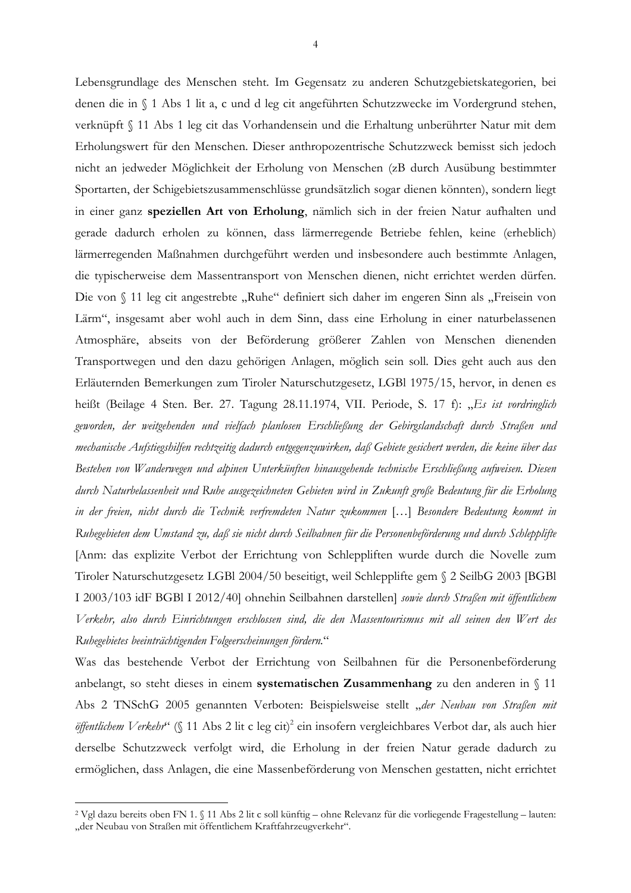Lebensgrundlage des Menschen steht. Im Gegensatz zu anderen Schutzgebietskategorien, bei denen die in § 1 Abs 1 lit a, c und d leg cit angeführten Schutzzwecke im Vordergrund stehen, verknüpft § 11 Abs 1 leg cit das Vorhandensein und die Erhaltung unberührter Natur mit dem Erholungswert für den Menschen. Dieser anthropozentrische Schutzzweck bemisst sich jedoch nicht an jedweder Möglichkeit der Erholung von Menschen (zB durch Ausübung bestimmter Sportarten, der Schigebietszusammenschlüsse grundsätzlich sogar dienen könnten), sondern liegt in einer ganz **speziellen Art von Erholung**, nämlich sich in der freien Natur aufhalten und gerade dadurch erholen zu können, dass lärmerregende Betriebe fehlen, keine (erheblich) lärmerregenden Maßnahmen durchgeführt werden und insbesondere auch bestimmte Anlagen, die typischerweise dem Massentransport von Menschen dienen, nicht errichtet werden dürfen. Die von § 11 leg cit angestrebte „Ruhe" definiert sich daher im engeren Sinn als „Freisein von Lärm", insgesamt aber wohl auch in dem Sinn, dass eine Erholung in einer naturbelassenen Atmosphäre, abseits von der Beförderung größerer Zahlen von Menschen dienenden Transportwegen und den dazu gehörigen Anlagen, möglich sein soll. Dies geht auch aus den Erläuternden Bemerkungen zum Tiroler Naturschutzgesetz, LGBl 1975/15, hervor, in denen es heißt (Beilage 4 Sten. Ber. 27. Tagung 28.11.1974, VII. Periode, S. 17 f): „*Es ist vordringlich geworden, der weitgehenden und vielfach planlosen Erschließung der Gebirgslandschaft durch Straßen und mechanische Aufstiegshilfen rechtzeitig dadurch entgegenzuwirken, daß Gebiete gesichert werden, die keine über das Bestehen von Wanderwegen und alpinen Unterkünften hinausgehende technische Erschließung aufweisen. Diesen durch Naturbelassenheit und Ruhe ausgezeichneten Gebieten wird in Zukunft große Bedeutung für die Erholung in der freien, nicht durch die Technik verfremdeten Natur zukommen* […] *Besondere Bedeutung kommt in Ruhegebieten dem Umstand zu, daß sie nicht durch Seilbahnen für die Personenbeförderung und durch Schlepplifte* [Anm: das explizite Verbot der Errichtung von Schleppliften wurde durch die Novelle zum Tiroler Naturschutzgesetz LGBl 2004/50 beseitigt, weil Schlepplifte gem § 2 SeilbG 2003 [BGBl I 2003/103 idF BGBl I 2012/40] ohnehin Seilbahnen darstellen] *sowie durch Straßen mit öffentlichem Verkehr, also durch Einrichtungen erschlossen sind, die den Massentourismus mit all seinen den Wert des Ruhegebietes beeinträchtigenden Folgeerscheinungen fördern.*"

Was das bestehende Verbot der Errichtung von Seilbahnen für die Personenbeförderung anbelangt, so steht dieses in einem **systematischen Zusammenhang** zu den anderen in § 11 Abs 2 TNSchG 2005 genannten Verboten: Beispielsweise stellt „*der Neubau von Straßen mit öffentlichem Verkehr*" (§ 11 Abs 2 lit c leg cit)[2] ein insofern vergleichbares Verbot dar, als auch hier derselbe Schutzzweck verfolgt wird, die Erholung in der freien Natur gerade dadurch zu ermöglichen, dass Anlagen, die eine Massenbeförderung von Menschen gestatten, nicht errichtet

[2] Vgl dazu bereits oben FN 1. § 11 Abs 2 lit c soll künftig – ohne Relevanz für die vorliegende Fragestellung – lauten: „der Neubau von Straßen mit öffentlichem Kraftfahrzeugverkehr".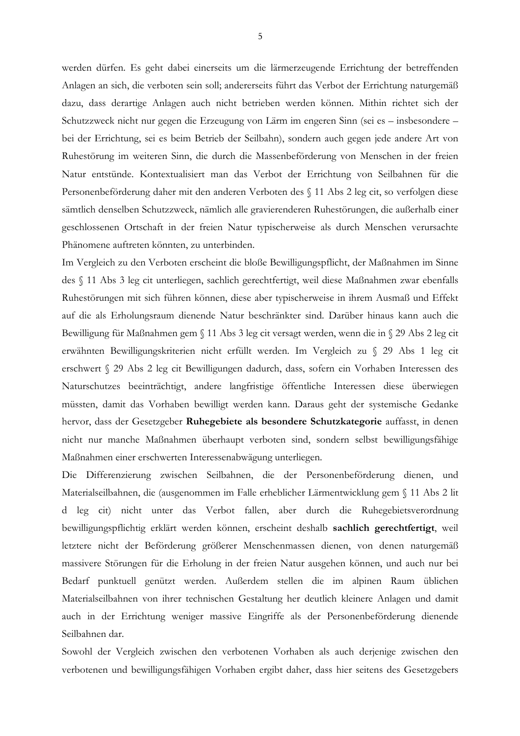werden dürfen. Es geht dabei einerseits um die lärmerzeugende Errichtung der betreffenden Anlagen an sich, die verboten sein soll; andererseits führt das Verbot der Errichtung naturgemäß dazu, dass derartige Anlagen auch nicht betrieben werden können. Mithin richtet sich der Schutzzweck nicht nur gegen die Erzeugung von Lärm im engeren Sinn (sei es – insbesondere – bei der Errichtung, sei es beim Betrieb der Seilbahn), sondern auch gegen jede andere Art von Ruhestörung im weiteren Sinn, die durch die Massenbeförderung von Menschen in der freien Natur entstünde. Kontextualisiert man das Verbot der Errichtung von Seilbahnen für die Personenbeförderung daher mit den anderen Verboten des § 11 Abs 2 leg cit, so verfolgen diese sämtlich denselben Schutzzweck, nämlich alle gravierenderen Ruhestörungen, die außerhalb einer geschlossenen Ortschaft in der freien Natur typischerweise als durch Menschen verursachte Phänomene auftreten könnten, zu unterbinden.

Im Vergleich zu den Verboten erscheint die bloße Bewilligungspflicht, der Maßnahmen im Sinne des § 11 Abs 3 leg cit unterliegen, sachlich gerechtfertigt, weil diese Maßnahmen zwar ebenfalls Ruhestörungen mit sich führen können, diese aber typischerweise in ihrem Ausmaß und Effekt auf die als Erholungsraum dienende Natur beschränkter sind. Darüber hinaus kann auch die Bewilligung für Maßnahmen gem § 11 Abs 3 leg cit versagt werden, wenn die in § 29 Abs 2 leg cit erwähnten Bewilligungskriterien nicht erfüllt werden. Im Vergleich zu § 29 Abs 1 leg cit erschwert § 29 Abs 2 leg cit Bewilligungen dadurch, dass, sofern ein Vorhaben Interessen des Naturschutzes beeinträchtigt, andere langfristige öffentliche Interessen diese überwiegen müssten, damit das Vorhaben bewilligt werden kann. Daraus geht der systemische Gedanke hervor, dass der Gesetzgeber **Ruhegebiete als besondere Schutzkategorie** auffasst, in denen nicht nur manche Maßnahmen überhaupt verboten sind, sondern selbst bewilligungsfähige Maßnahmen einer erschwerten Interessenabwägung unterliegen.

Die Differenzierung zwischen Seilbahnen, die der Personenbeförderung dienen, und Materialseilbahnen, die (ausgenommen im Falle erheblicher Lärmentwicklung gem § 11 Abs 2 lit d leg cit) nicht unter das Verbot fallen, aber durch die Ruhegebietsverordnung bewilligungspflichtig erklärt werden können, erscheint deshalb **sachlich gerechtfertigt**, weil letztere nicht der Beförderung größerer Menschenmassen dienen, von denen naturgemäß massivere Störungen für die Erholung in der freien Natur ausgehen können, und auch nur bei Bedarf punktuell genützt werden. Außerdem stellen die im alpinen Raum üblichen Materialseilbahnen von ihrer technischen Gestaltung her deutlich kleinere Anlagen und damit auch in der Errichtung weniger massive Eingriffe als der Personenbeförderung dienende Seilbahnen dar.

Sowohl der Vergleich zwischen den verbotenen Vorhaben als auch derjenige zwischen den verbotenen und bewilligungsfähigen Vorhaben ergibt daher, dass hier seitens des Gesetzgebers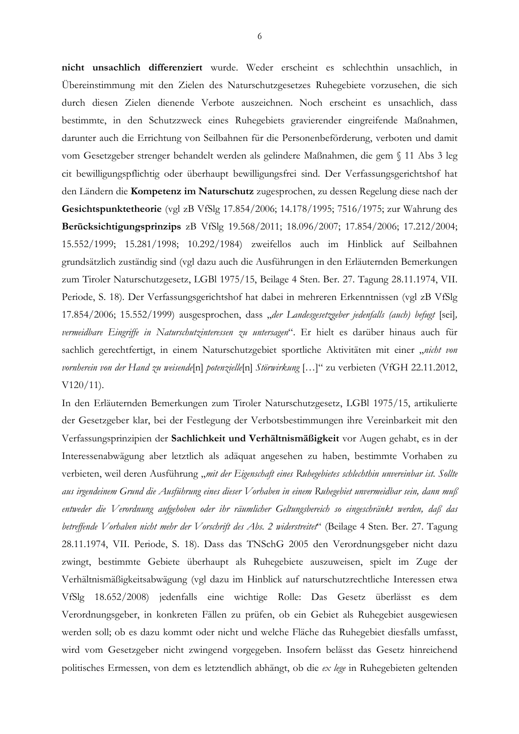**nicht unsachlich differenziert** wurde. Weder erscheint es schlechthin unsachlich, in Übereinstimmung mit den Zielen des Naturschutzgesetzes Ruhegebiete vorzusehen, die sich durch diesen Zielen dienende Verbote auszeichnen. Noch erscheint es unsachlich, dass bestimmte, in den Schutzzweck eines Ruhegebiets gravierender eingreifende Maßnahmen, darunter auch die Errichtung von Seilbahnen für die Personenbeförderung, verboten und damit vom Gesetzgeber strenger behandelt werden als gelindere Maßnahmen, die gem § 11 Abs 3 leg cit bewilligungspflichtig oder überhaupt bewilligungsfrei sind. Der Verfassungsgerichtshof hat den Ländern die **Kompetenz im Naturschutz** zugesprochen, zu dessen Regelung diese nach der **Gesichtspunktetheorie** (vgl zB VfSlg 17.854/2006; 14.178/1995; 7516/1975; zur Wahrung des **Berücksichtigungsprinzips** zB VfSlg 19.568/2011; 18.096/2007; 17.854/2006; 17.212/2004; 15.552/1999; 15.281/1998; 10.292/1984) zweifellos auch im Hinblick auf Seilbahnen grundsätzlich zuständig sind (vgl dazu auch die Ausführungen in den Erläuternden Bemerkungen zum Tiroler Naturschutzgesetz, LGBl 1975/15, Beilage 4 Sten. Ber. 27. Tagung 28.11.1974, VII. Periode, S. 18). Der Verfassungsgerichtshof hat dabei in mehreren Erkenntnissen (vgl zB VfSlg 17.854/2006; 15.552/1999) ausgesprochen, dass „*der Landesgesetzgeber jedenfalls (auch) befugt* [sei]*, vermeidbare Eingriffe in Naturschutzinteressen zu untersagen*". Er hielt es darüber hinaus auch für sachlich gerechtfertigt, in einem Naturschutzgebiet sportliche Aktivitäten mit einer „*nicht von vornherein von der Hand zu weisende*[n] *potenzielle*[n] *Störwirkung* […]" zu verbieten (VfGH 22.11.2012, V120/11).

In den Erläuternden Bemerkungen zum Tiroler Naturschutzgesetz, LGBl 1975/15, artikulierte der Gesetzgeber klar, bei der Festlegung der Verbotsbestimmungen ihre Vereinbarkeit mit den Verfassungsprinzipien der **Sachlichkeit und Verhältnismäßigkeit** vor Augen gehabt, es in der Interessenabwägung aber letztlich als adäquat angesehen zu haben, bestimmte Vorhaben zu verbieten, weil deren Ausführung „*mit der Eigenschaft eines Ruhegebietes schlechthin unvereinbar ist. Sollte aus irgendeinem Grund die Ausführung eines dieser Vorhaben in einem Ruhegebiet unvermeidbar sein, dann muß entweder die Verordnung aufgehoben oder ihr räumlicher Geltungsbereich so eingeschränkt werden, daß das betreffende Vorhaben nicht mehr der Vorschrift des Abs. 2 widerstreitet*" (Beilage 4 Sten. Ber. 27. Tagung 28.11.1974, VII. Periode, S. 18). Dass das TNSchG 2005 den Verordnungsgeber nicht dazu zwingt, bestimmte Gebiete überhaupt als Ruhegebiete auszuweisen, spielt im Zuge der Verhältnismäßigkeitsabwägung (vgl dazu im Hinblick auf naturschutzrechtliche Interessen etwa VfSlg 18.652/2008) jedenfalls eine wichtige Rolle: Das Gesetz überlässt es dem Verordnungsgeber, in konkreten Fällen zu prüfen, ob ein Gebiet als Ruhegebiet ausgewiesen werden soll; ob es dazu kommt oder nicht und welche Fläche das Ruhegebiet diesfalls umfasst, wird vom Gesetzgeber nicht zwingend vorgegeben. Insofern belässt das Gesetz hinreichend politisches Ermessen, von dem es letztendlich abhängt, ob die *ex lege* in Ruhegebieten geltenden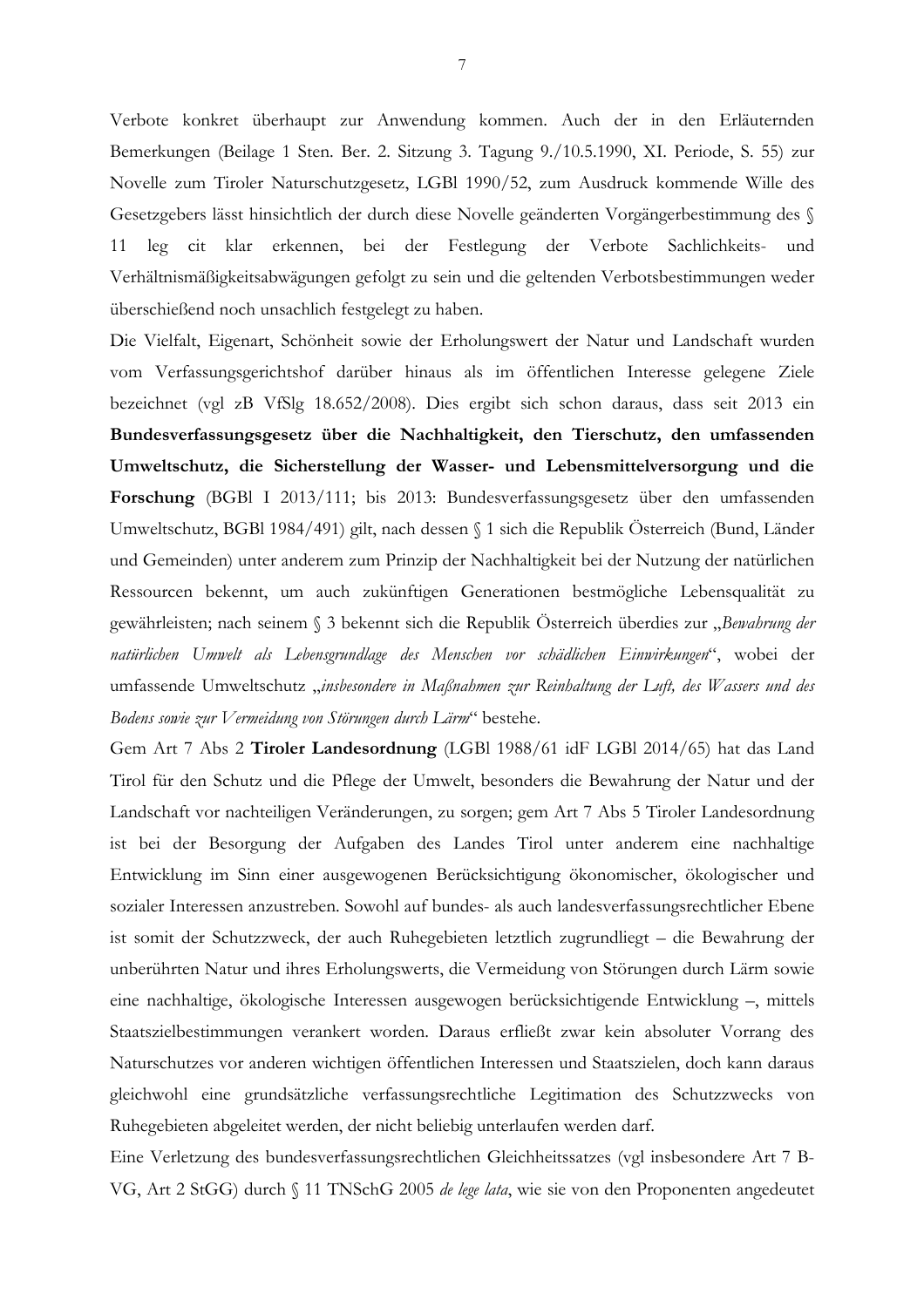Verbote konkret überhaupt zur Anwendung kommen. Auch der in den Erläuternden Bemerkungen (Beilage 1 Sten. Ber. 2. Sitzung 3. Tagung 9./10.5.1990, XI. Periode, S. 55) zur Novelle zum Tiroler Naturschutzgesetz, LGBl 1990/52, zum Ausdruck kommende Wille des Gesetzgebers lässt hinsichtlich der durch diese Novelle geänderten Vorgängerbestimmung des § 11 leg cit klar erkennen, bei der Festlegung der Verbote Sachlichkeits- und Verhältnismäßigkeitsabwägungen gefolgt zu sein und die geltenden Verbotsbestimmungen weder überschießend noch unsachlich festgelegt zu haben.

Die Vielfalt, Eigenart, Schönheit sowie der Erholungswert der Natur und Landschaft wurden vom Verfassungsgerichtshof darüber hinaus als im öffentlichen Interesse gelegene Ziele bezeichnet (vgl zB VfSlg 18.652/2008). Dies ergibt sich schon daraus, dass seit 2013 ein **Bundesverfassungsgesetz über die Nachhaltigkeit, den Tierschutz, den umfassenden Umweltschutz, die Sicherstellung der Wasser- und Lebensmittelversorgung und die Forschung** (BGBl I 2013/111; bis 2013: Bundesverfassungsgesetz über den umfassenden Umweltschutz, BGBl 1984/491) gilt, nach dessen § 1 sich die Republik Österreich (Bund, Länder und Gemeinden) unter anderem zum Prinzip der Nachhaltigkeit bei der Nutzung der natürlichen Ressourcen bekennt, um auch zukünftigen Generationen bestmögliche Lebensqualität zu gewährleisten; nach seinem § 3 bekennt sich die Republik Österreich überdies zur „*Bewahrung der natürlichen Umwelt als Lebensgrundlage des Menschen vor schädlichen Einwirkungen*", wobei der umfassende Umweltschutz „*insbesondere in Maßnahmen zur Reinhaltung der Luft, des Wassers und des Bodens sowie zur Vermeidung von Störungen durch Lärm*" bestehe.

Gem Art 7 Abs 2 **Tiroler Landesordnung** (LGBl 1988/61 idF LGBl 2014/65) hat das Land Tirol für den Schutz und die Pflege der Umwelt, besonders die Bewahrung der Natur und der Landschaft vor nachteiligen Veränderungen, zu sorgen; gem Art 7 Abs 5 Tiroler Landesordnung ist bei der Besorgung der Aufgaben des Landes Tirol unter anderem eine nachhaltige Entwicklung im Sinn einer ausgewogenen Berücksichtigung ökonomischer, ökologischer und sozialer Interessen anzustreben. Sowohl auf bundes- als auch landesverfassungsrechtlicher Ebene ist somit der Schutzzweck, der auch Ruhegebieten letztlich zugrundliegt – die Bewahrung der unberührten Natur und ihres Erholungswerts, die Vermeidung von Störungen durch Lärm sowie eine nachhaltige, ökologische Interessen ausgewogen berücksichtigende Entwicklung –, mittels Staatszielbestimmungen verankert worden. Daraus erfließt zwar kein absoluter Vorrang des Naturschutzes vor anderen wichtigen öffentlichen Interessen und Staatszielen, doch kann daraus gleichwohl eine grundsätzliche verfassungsrechtliche Legitimation des Schutzzwecks von Ruhegebieten abgeleitet werden, der nicht beliebig unterlaufen werden darf.

Eine Verletzung des bundesverfassungsrechtlichen Gleichheitssatzes (vgl insbesondere Art 7 B-VG, Art 2 StGG) durch § 11 TNSchG 2005 *de lege lata*, wie sie von den Proponenten angedeutet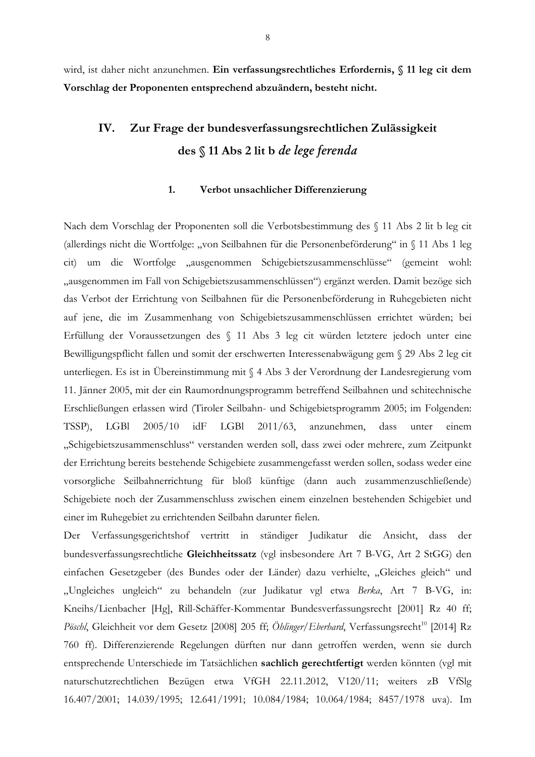wird, ist daher nicht anzunehmen. **Ein verfassungsrechtliches Erfordernis, § 11 leg cit dem Vorschlag der Proponenten entsprechend abzuändern, besteht nicht.**

## IV. Zur Frage der bundesverfassungsrechtlichen Zulässigkeit des § 11 Abs 2 lit b *de lege ferenda*

### 1. Verbot unsachlicher Differenzierung

Nach dem Vorschlag der Proponenten soll die Verbotsbestimmung des § 11 Abs 2 lit b leg cit (allerdings nicht die Wortfolge: „von Seilbahnen für die Personenbeförderung" in § 11 Abs 1 leg cit) um die Wortfolge „ausgenommen Schigebietszusammenschlüsse" (gemeint wohl: „ausgenommen im Fall von Schigebietszusammenschlüssen") ergänzt werden. Damit bezöge sich das Verbot der Errichtung von Seilbahnen für die Personenbeförderung in Ruhegebieten nicht auf jene, die im Zusammenhang von Schigebietszusammenschlüssen errichtet würden; bei Erfüllung der Voraussetzungen des § 11 Abs 3 leg cit würden letztere jedoch unter eine Bewilligungspflicht fallen und somit der erschwerten Interessenabwägung gem § 29 Abs 2 leg cit unterliegen. Es ist in Übereinstimmung mit § 4 Abs 3 der Verordnung der Landesregierung vom 11. Jänner 2005, mit der ein Raumordnungsprogramm betreffend Seilbahnen und schitechnische Erschließungen erlassen wird (Tiroler Seilbahn- und Schigebietsprogramm 2005; im Folgenden: TSSP), LGBl 2005/10 idF LGBl 2011/63, anzunehmen, dass unter einem „Schigebietszusammenschluss" verstanden werden soll, dass zwei oder mehrere, zum Zeitpunkt der Errichtung bereits bestehende Schigebiete zusammengefasst werden sollen, sodass weder eine vorsorgliche Seilbahnerrichtung für bloß künftige (dann auch zusammenzuschließende) Schigebiete noch der Zusammenschluss zwischen einem einzelnen bestehenden Schigebiet und einer im Ruhegebiet zu errichtenden Seilbahn darunter fielen.

Der Verfassungsgerichtshof vertritt in ständiger Judikatur die Ansicht, dass der bundesverfassungsrechtliche **Gleichheitssatz** (vgl insbesondere Art 7 B-VG, Art 2 StGG) den einfachen Gesetzgeber (des Bundes oder der Länder) dazu verhielte, „Gleiches gleich" und „Ungleiches ungleich" zu behandeln (zur Judikatur vgl etwa *Berka*, Art 7 B-VG, in: Kneihs/Lienbacher [Hg], Rill-Schäffer-Kommentar Bundesverfassungsrecht [2001] Rz 40 ff; *Pöschl*, Gleichheit vor dem Gesetz [2008] 205 ff; *Öhlinger/Eberhard*, Verfassungsrecht[10] [2014] Rz 760 ff). Differenzierende Regelungen dürften nur dann getroffen werden, wenn sie durch entsprechende Unterschiede im Tatsächlichen **sachlich gerechtfertigt** werden könnten (vgl mit naturschutzrechtlichen Bezügen etwa VfGH 22.11.2012, V120/11; weiters zB VfSlg 16.407/2001; 14.039/1995; 12.641/1991; 10.084/1984; 10.064/1984; 8457/1978 uva). Im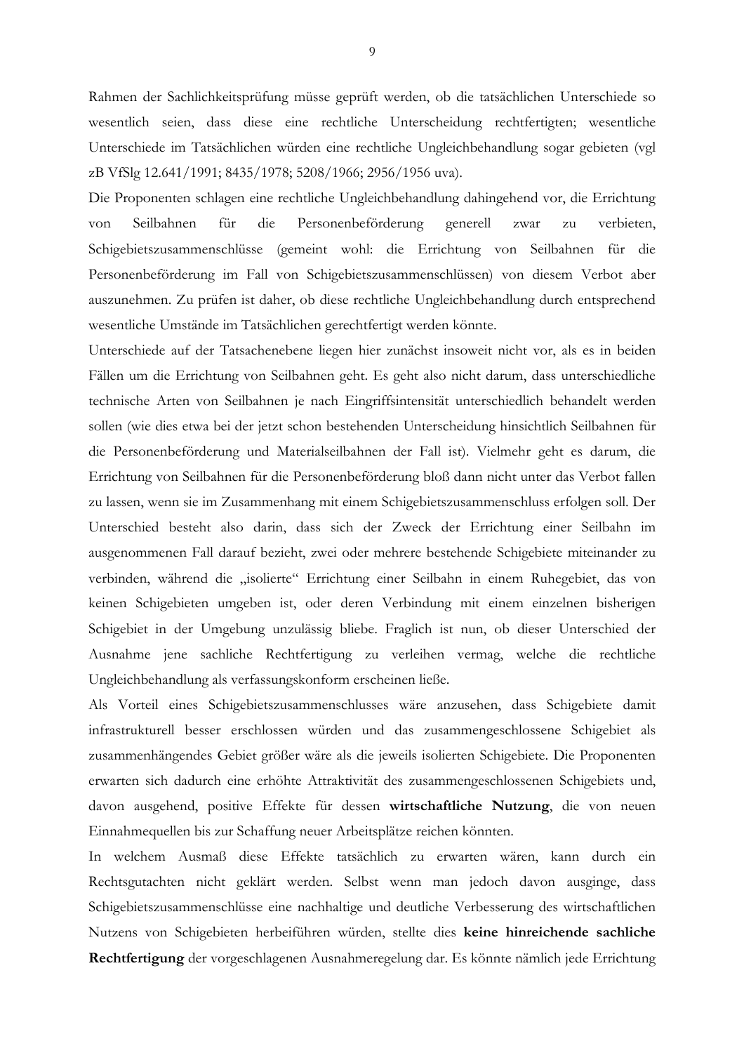Rahmen der Sachlichkeitsprüfung müsse geprüft werden, ob die tatsächlichen Unterschiede so wesentlich seien, dass diese eine rechtliche Unterscheidung rechtfertigten; wesentliche Unterschiede im Tatsächlichen würden eine rechtliche Ungleichbehandlung sogar gebieten (vgl zB VfSlg 12.641/1991; 8435/1978; 5208/1966; 2956/1956 uva).

Die Proponenten schlagen eine rechtliche Ungleichbehandlung dahingehend vor, die Errichtung von Seilbahnen für die Personenbeförderung generell zwar zu verbieten, Schigebietszusammenschlüsse (gemeint wohl: die Errichtung von Seilbahnen für die Personenbeförderung im Fall von Schigebietszusammenschlüssen) von diesem Verbot aber auszunehmen. Zu prüfen ist daher, ob diese rechtliche Ungleichbehandlung durch entsprechend wesentliche Umstände im Tatsächlichen gerechtfertigt werden könnte.

Unterschiede auf der Tatsachenebene liegen hier zunächst insoweit nicht vor, als es in beiden Fällen um die Errichtung von Seilbahnen geht. Es geht also nicht darum, dass unterschiedliche technische Arten von Seilbahnen je nach Eingriffsintensität unterschiedlich behandelt werden sollen (wie dies etwa bei der jetzt schon bestehenden Unterscheidung hinsichtlich Seilbahnen für die Personenbeförderung und Materialseilbahnen der Fall ist). Vielmehr geht es darum, die Errichtung von Seilbahnen für die Personenbeförderung bloß dann nicht unter das Verbot fallen zu lassen, wenn sie im Zusammenhang mit einem Schigebietszusammenschluss erfolgen soll. Der Unterschied besteht also darin, dass sich der Zweck der Errichtung einer Seilbahn im ausgenommenen Fall darauf bezieht, zwei oder mehrere bestehende Schigebiete miteinander zu verbinden, während die „isolierte" Errichtung einer Seilbahn in einem Ruhegebiet, das von keinen Schigebieten umgeben ist, oder deren Verbindung mit einem einzelnen bisherigen Schigebiet in der Umgebung unzulässig bliebe. Fraglich ist nun, ob dieser Unterschied der Ausnahme jene sachliche Rechtfertigung zu verleihen vermag, welche die rechtliche Ungleichbehandlung als verfassungskonform erscheinen ließe.

Als Vorteil eines Schigebietszusammenschlusses wäre anzusehen, dass Schigebiete damit infrastrukturell besser erschlossen würden und das zusammengeschlossene Schigebiet als zusammenhängendes Gebiet größer wäre als die jeweils isolierten Schigebiete. Die Proponenten erwarten sich dadurch eine erhöhte Attraktivität des zusammengeschlossenen Schigebiets und, davon ausgehend, positive Effekte für dessen **wirtschaftliche Nutzung**, die von neuen Einnahmequellen bis zur Schaffung neuer Arbeitsplätze reichen könnten.

In welchem Ausmaß diese Effekte tatsächlich zu erwarten wären, kann durch ein Rechtsgutachten nicht geklärt werden. Selbst wenn man jedoch davon ausginge, dass Schigebietszusammenschlüsse eine nachhaltige und deutliche Verbesserung des wirtschaftlichen Nutzens von Schigebieten herbeiführen würden, stellte dies **keine hinreichende sachliche Rechtfertigung** der vorgeschlagenen Ausnahmeregelung dar. Es könnte nämlich jede Errichtung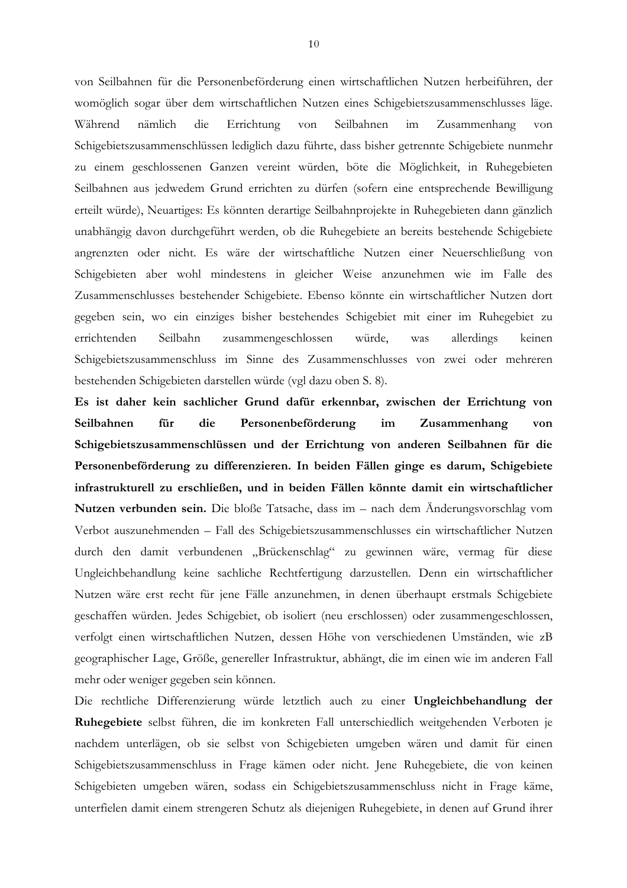von Seilbahnen für die Personenbeförderung einen wirtschaftlichen Nutzen herbeiführen, der womöglich sogar über dem wirtschaftlichen Nutzen eines Schigebietszusammenschlusses läge. Während nämlich die Errichtung von Seilbahnen im Zusammenhang von Schigebietszusammenschlüssen lediglich dazu führte, dass bisher getrennte Schigebiete nunmehr zu einem geschlossenen Ganzen vereint würden, böte die Möglichkeit, in Ruhegebieten Seilbahnen aus jedwedem Grund errichten zu dürfen (sofern eine entsprechende Bewilligung erteilt würde), Neuartiges: Es könnten derartige Seilbahnprojekte in Ruhegebieten dann gänzlich unabhängig davon durchgeführt werden, ob die Ruhegebiete an bereits bestehende Schigebiete angrenzten oder nicht. Es wäre der wirtschaftliche Nutzen einer Neuerschließung von Schigebieten aber wohl mindestens in gleicher Weise anzunehmen wie im Falle des Zusammenschlusses bestehender Schigebiete. Ebenso könnte ein wirtschaftlicher Nutzen dort gegeben sein, wo ein einziges bisher bestehendes Schigebiet mit einer im Ruhegebiet zu errichtenden Seilbahn zusammengeschlossen würde, was allerdings keinen Schigebietszusammenschluss im Sinne des Zusammenschlusses von zwei oder mehreren bestehenden Schigebieten darstellen würde (vgl dazu oben S. 8).

**Es ist daher kein sachlicher Grund dafür erkennbar, zwischen der Errichtung von Seilbahnen für die Personenbeförderung im Zusammenhang von Schigebietszusammenschlüssen und der Errichtung von anderen Seilbahnen für die Personenbeförderung zu differenzieren. In beiden Fällen ginge es darum, Schigebiete infrastrukturell zu erschließen, und in beiden Fällen könnte damit ein wirtschaftlicher Nutzen verbunden sein.** Die bloße Tatsache, dass im – nach dem Änderungsvorschlag vom Verbot auszunehmenden – Fall des Schigebietszusammenschlusses ein wirtschaftlicher Nutzen durch den damit verbundenen „Brückenschlag" zu gewinnen wäre, vermag für diese Ungleichbehandlung keine sachliche Rechtfertigung darzustellen. Denn ein wirtschaftlicher Nutzen wäre erst recht für jene Fälle anzunehmen, in denen überhaupt erstmals Schigebiete geschaffen würden. Jedes Schigebiet, ob isoliert (neu erschlossen) oder zusammengeschlossen, verfolgt einen wirtschaftlichen Nutzen, dessen Höhe von verschiedenen Umständen, wie zB geographischer Lage, Größe, genereller Infrastruktur, abhängt, die im einen wie im anderen Fall mehr oder weniger gegeben sein können.

Die rechtliche Differenzierung würde letztlich auch zu einer **Ungleichbehandlung der Ruhegebiete** selbst führen, die im konkreten Fall unterschiedlich weitgehenden Verboten je nachdem unterlägen, ob sie selbst von Schigebieten umgeben wären und damit für einen Schigebietszusammenschluss in Frage kämen oder nicht. Jene Ruhegebiete, die von keinen Schigebieten umgeben wären, sodass ein Schigebietszusammenschluss nicht in Frage käme, unterfielen damit einem strengeren Schutz als diejenigen Ruhegebiete, in denen auf Grund ihrer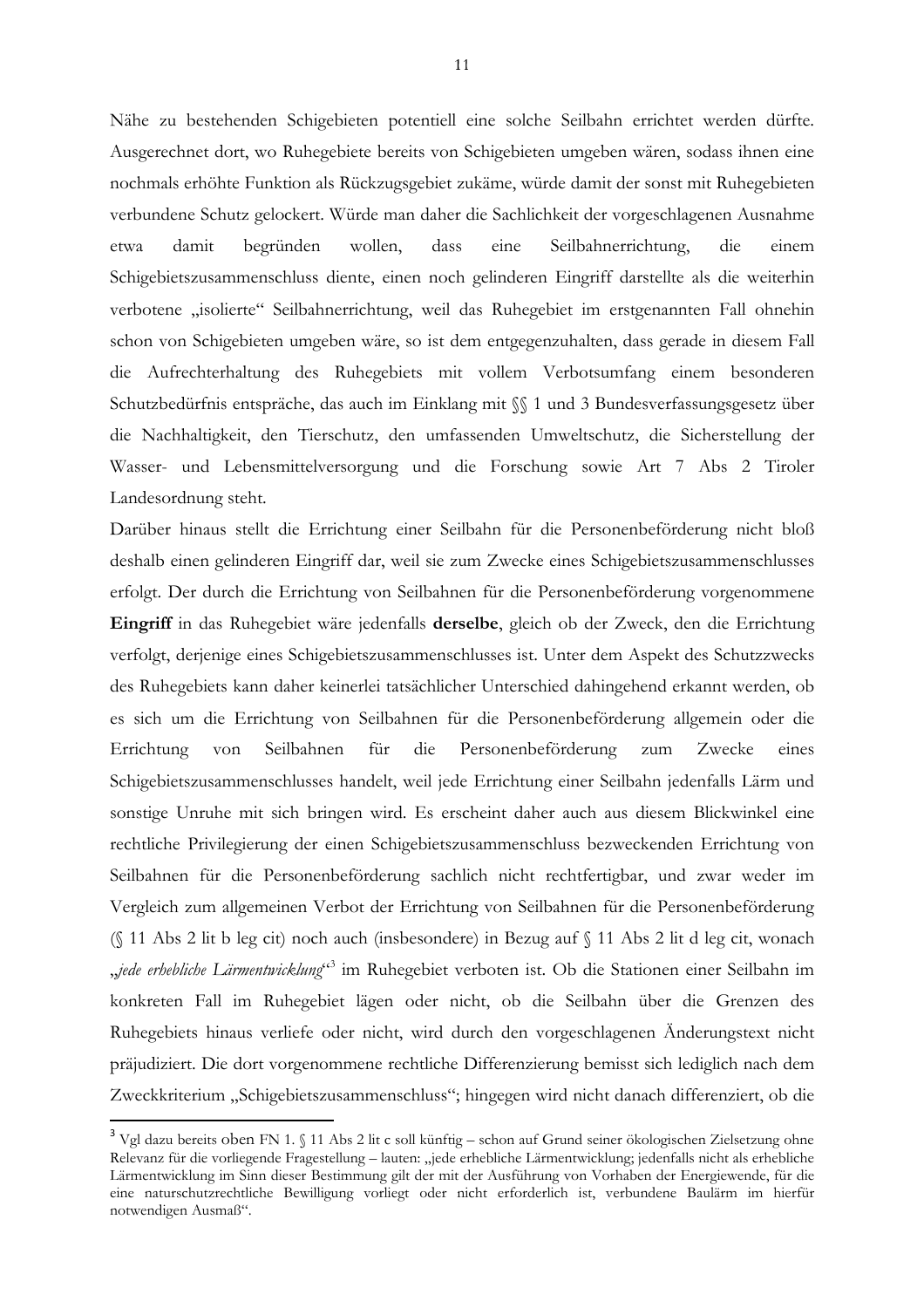Nähe zu bestehenden Schigebieten potentiell eine solche Seilbahn errichtet werden dürfte. Ausgerechnet dort, wo Ruhegebiete bereits von Schigebieten umgeben wären, sodass ihnen eine nochmals erhöhte Funktion als Rückzugsgebiet zukäme, würde damit der sonst mit Ruhegebieten verbundene Schutz gelockert. Würde man daher die Sachlichkeit der vorgeschlagenen Ausnahme etwa damit begründen wollen, dass eine Seilbahnerrichtung, die einem Schigebietszusammenschluss diente, einen noch gelinderen Eingriff darstellte als die weiterhin verbotene „isolierte" Seilbahnerrichtung, weil das Ruhegebiet im erstgenannten Fall ohnehin schon von Schigebieten umgeben wäre, so ist dem entgegenzuhalten, dass gerade in diesem Fall die Aufrechterhaltung des Ruhegebiets mit vollem Verbotsumfang einem besonderen Schutzbedürfnis entspräche, das auch im Einklang mit §§ 1 und 3 Bundesverfassungsgesetz über die Nachhaltigkeit, den Tierschutz, den umfassenden Umweltschutz, die Sicherstellung der Wasser- und Lebensmittelversorgung und die Forschung sowie Art 7 Abs 2 Tiroler Landesordnung steht.

Darüber hinaus stellt die Errichtung einer Seilbahn für die Personenbeförderung nicht bloß deshalb einen gelinderen Eingriff dar, weil sie zum Zwecke eines Schigebietszusammenschlusses erfolgt. Der durch die Errichtung von Seilbahnen für die Personenbeförderung vorgenommene **Eingriff** in das Ruhegebiet wäre jedenfalls **derselbe**, gleich ob der Zweck, den die Errichtung verfolgt, derjenige eines Schigebietszusammenschlusses ist. Unter dem Aspekt des Schutzzwecks des Ruhegebiets kann daher keinerlei tatsächlicher Unterschied dahingehend erkannt werden, ob es sich um die Errichtung von Seilbahnen für die Personenbeförderung allgemein oder die Errichtung von Seilbahnen für die Personenbeförderung zum Zwecke eines Schigebietszusammenschlusses handelt, weil jede Errichtung einer Seilbahn jedenfalls Lärm und sonstige Unruhe mit sich bringen wird. Es erscheint daher auch aus diesem Blickwinkel eine rechtliche Privilegierung der einen Schigebietszusammenschluss bezweckenden Errichtung von Seilbahnen für die Personenbeförderung sachlich nicht rechtfertigbar, und zwar weder im Vergleich zum allgemeinen Verbot der Errichtung von Seilbahnen für die Personenbeförderung (§ 11 Abs 2 lit b leg cit) noch auch (insbesondere) in Bezug auf § 11 Abs 2 lit d leg cit, wonach „*jede erhebliche Lärmentwicklung*"[3] im Ruhegebiet verboten ist. Ob die Stationen einer Seilbahn im konkreten Fall im Ruhegebiet lägen oder nicht, ob die Seilbahn über die Grenzen des Ruhegebiets hinaus verliefe oder nicht, wird durch den vorgeschlagenen Änderungstext nicht präjudiziert. Die dort vorgenommene rechtliche Differenzierung bemisst sich lediglich nach dem Zweckkriterium „Schigebietszusammenschluss"; hingegen wird nicht danach differenziert, ob die

---

[3] Vgl dazu bereits oben FN 1. § 11 Abs 2 lit c soll künftig – schon auf Grund seiner ökologischen Zielsetzung ohne Relevanz für die vorliegende Fragestellung – lauten: „jede erhebliche Lärmentwicklung; jedenfalls nicht als erhebliche Lärmentwicklung im Sinn dieser Bestimmung gilt der mit der Ausführung von Vorhaben der Energiewende, für die eine naturschutzrechtliche Bewilligung vorliegt oder nicht erforderlich ist, verbundene Baulärm im hierfür notwendigen Ausmaß".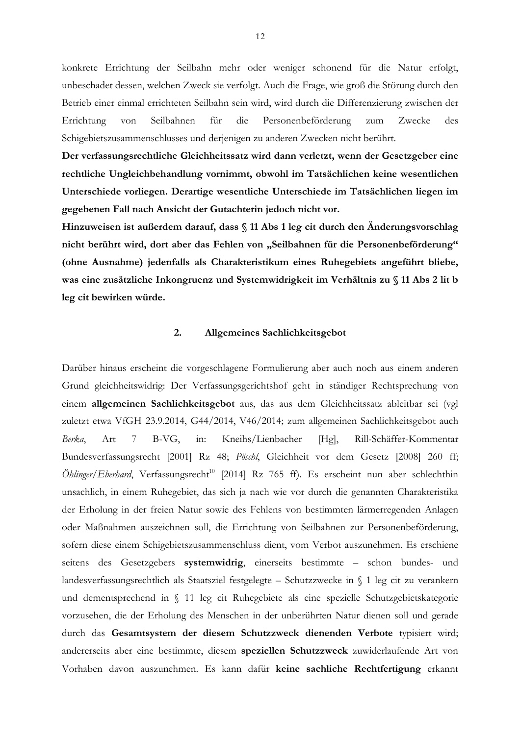konkrete Errichtung der Seilbahn mehr oder weniger schonend für die Natur erfolgt, unbeschadet dessen, welchen Zweck sie verfolgt. Auch die Frage, wie groß die Störung durch den Betrieb einer einmal errichteten Seilbahn sein wird, wird durch die Differenzierung zwischen der Errichtung von Seilbahnen für die Personenbeförderung zum Zwecke des Schigebietszusammenschlusses und derjenigen zu anderen Zwecken nicht berührt.

**Der verfassungsrechtliche Gleichheitssatz wird dann verletzt, wenn der Gesetzgeber eine rechtliche Ungleichbehandlung vornimmt, obwohl im Tatsächlichen keine wesentlichen Unterschiede vorliegen. Derartige wesentliche Unterschiede im Tatsächlichen liegen im gegebenen Fall nach Ansicht der Gutachterin jedoch nicht vor.**

**Hinzuweisen ist außerdem darauf, dass § 11 Abs 1 leg cit durch den Änderungsvorschlag nicht berührt wird, dort aber das Fehlen von „Seilbahnen für die Personenbeförderung“ (ohne Ausnahme) jedenfalls als Charakteristikum eines Ruhegebiets angeführt bliebe, was eine zusätzliche Inkongruenz und Systemwidrigkeit im Verhältnis zu § 11 Abs 2 lit b leg cit bewirken würde.**

### 2. Allgemeines Sachlichkeitsgebot

Darüber hinaus erscheint die vorgeschlagene Formulierung aber auch noch aus einem anderen Grund gleichheitswidrig: Der Verfassungsgerichtshof geht in ständiger Rechtsprechung von einem **allgemeinen Sachlichkeitsgebot** aus, das aus dem Gleichheitssatz ableitbar sei (vgl zuletzt etwa VfGH 23.9.2014, G44/2014, V46/2014; zum allgemeinen Sachlichkeitsgebot auch *Berka*, Art 7 B-VG, in: Kneihs/Lienbacher [Hg], Rill-Schäffer-Kommentar Bundesverfassungsrecht [2001] Rz 48; *Pöschl*, Gleichheit vor dem Gesetz [2008] 260 ff; *Öhlinger/Eberhard*, Verfassungsrecht[10] [2014] Rz 765 ff). Es erscheint nun aber schlechthin unsachlich, in einem Ruhegebiet, das sich ja nach wie vor durch die genannten Charakteristika der Erholung in der freien Natur sowie des Fehlens von bestimmten lärmerregenden Anlagen oder Maßnahmen auszeichnen soll, die Errichtung von Seilbahnen zur Personenbeförderung, sofern diese einem Schigebietszusammenschluss dient, vom Verbot auszunehmen. Es erschiene seitens des Gesetzgebers **systemwidrig**, einerseits bestimmte – schon bundes- und landesverfassungsrechtlich als Staatsziel festgelegte – Schutzzwecke in § 1 leg cit zu verankern und dementsprechend in § 11 leg cit Ruhegebiete als eine spezielle Schutzgebietskategorie vorzusehen, die der Erholung des Menschen in der unberührten Natur dienen soll und gerade durch das **Gesamtsystem der diesem Schutzzweck dienenden Verbote** typisiert wird; andererseits aber eine bestimmte, diesem **speziellen Schutzzweck** zuwiderlaufende Art von Vorhaben davon auszunehmen. Es kann dafür **keine sachliche Rechtfertigung** erkannt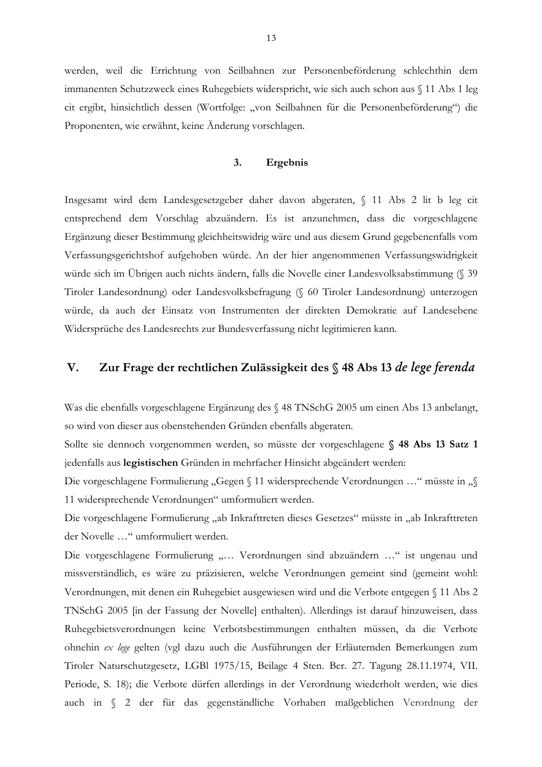werden, weil die Errichtung von Seilbahnen zur Personenbeförderung schlechthin dem immanenten Schutzzweck eines Ruhegebiets widerspricht, wie sich auch schon aus § 11 Abs 1 leg cit ergibt, hinsichtlich dessen (Wortfolge: „von Seilbahnen für die Personenbeförderung") die Proponenten, wie erwähnt, keine Änderung vorschlagen.

### 3. Ergebnis

Insgesamt wird dem Landesgesetzgeber daher davon abgeraten, § 11 Abs 2 lit b leg cit entsprechend dem Vorschlag abzuändern. Es ist anzunehmen, dass die vorgeschlagene Ergänzung dieser Bestimmung gleichheitswidrig wäre und aus diesem Grund gegebenenfalls vom Verfassungsgerichtshof aufgehoben würde. An der hier angenommenen Verfassungswidrigkeit würde sich im Übrigen auch nichts ändern, falls die Novelle einer Landesvolksabstimmung (§ 39 Tiroler Landesordnung) oder Landesvolksbefragung (§ 60 Tiroler Landesordnung) unterzogen würde, da auch der Einsatz von Instrumenten der direkten Demokratie auf Landesebene Widersprüche des Landesrechts zur Bundesverfassung nicht legitimieren kann.

## V. Zur Frage der rechtlichen Zulässigkeit des § 48 Abs 13 *de lege ferenda*

Was die ebenfalls vorgeschlagene Ergänzung des § 48 TNSchG 2005 um einen Abs 13 anbelangt, so wird von dieser aus obenstehenden Gründen ebenfalls abgeraten.

Sollte sie dennoch vorgenommen werden, so müsste der vorgeschlagene **§ 48 Abs 13 Satz 1** jedenfalls aus **legistischen** Gründen in mehrfacher Hinsicht abgeändert werden:

Die vorgeschlagene Formulierung „Gegen § 11 widersprechende Verordnungen …" müsste in „§ 11 widersprechende Verordnungen" umformuliert werden.

Die vorgeschlagene Formulierung „ab Inkrafttreten dieses Gesetzes" müsste in „ab Inkrafttreten der Novelle …" umformuliert werden.

Die vorgeschlagene Formulierung „… Verordnungen sind abzuändern …" ist ungenau und missverständlich, es wäre zu präzisieren, welche Verordnungen gemeint sind (gemeint wohl: Verordnungen, mit denen ein Ruhegebiet ausgewiesen wird und die Verbote entgegen § 11 Abs 2 TNSchG 2005 [in der Fassung der Novelle] enthalten). Allerdings ist darauf hinzuweisen, dass Ruhegebietsverordnungen keine Verbotsbestimmungen enthalten müssen, da die Verbote ohnehin *ex lege* gelten (vgl dazu auch die Ausführungen der Erläuternden Bemerkungen zum Tiroler Naturschutzgesetz, LGBl 1975/15, Beilage 4 Sten. Ber. 27. Tagung 28.11.1974, VII. Periode, S. 18); die Verbote dürfen allerdings in der Verordnung wiederholt werden, wie dies auch in § 2 der für das gegenständliche Vorhaben maßgeblichen Verordnung der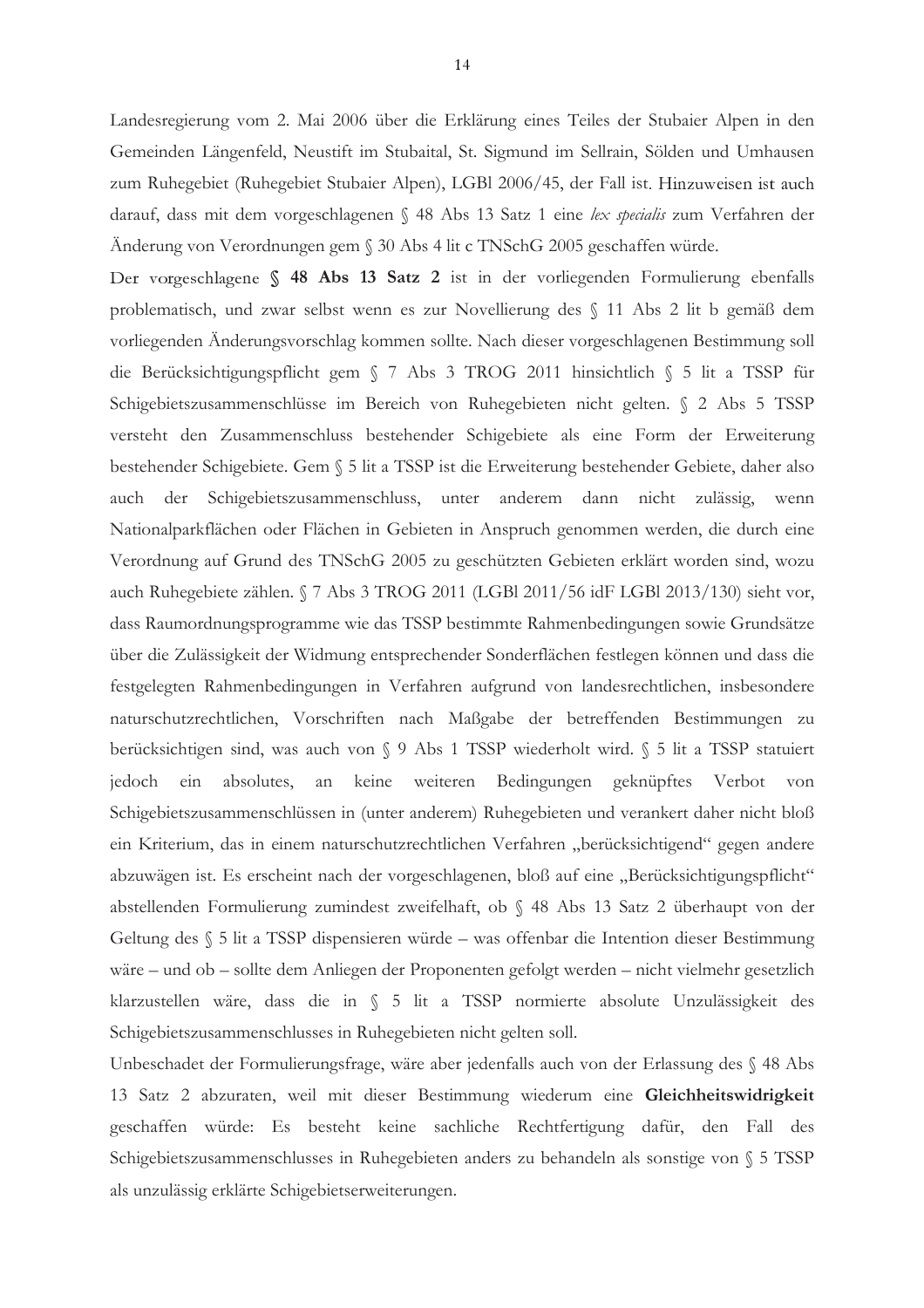Landesregierung vom 2. Mai 2006 über die Erklärung eines Teiles der Stubaier Alpen in den Gemeinden Längenfeld, Neustift im Stubaital, St. Sigmund im Sellrain, Sölden und Umhausen zum Ruhegebiet (Ruhegebiet Stubaier Alpen), LGBl 2006/45, der Fall ist. Hinzuweisen ist auch darauf, dass mit dem vorgeschlagenen § 48 Abs 13 Satz 1 eine *lex specialis* zum Verfahren der Änderung von Verordnungen gem § 30 Abs 4 lit c TNSchG 2005 geschaffen würde.

Der vorgeschlagene **§ 48 Abs 13 Satz 2** ist in der vorliegenden Formulierung ebenfalls problematisch, und zwar selbst wenn es zur Novellierung des § 11 Abs 2 lit b gemäß dem vorliegenden Änderungsvorschlag kommen sollte. Nach dieser vorgeschlagenen Bestimmung soll die Berücksichtigungspflicht gem § 7 Abs 3 TROG 2011 hinsichtlich § 5 lit a TSSP für Schigebietszusammenschlüsse im Bereich von Ruhegebieten nicht gelten. § 2 Abs 5 TSSP versteht den Zusammenschluss bestehender Schigebiete als eine Form der Erweiterung bestehender Schigebiete. Gem § 5 lit a TSSP ist die Erweiterung bestehender Gebiete, daher also auch der Schigebietszusammenschluss, unter anderem dann nicht zulässig, wenn Nationalparkflächen oder Flächen in Gebieten in Anspruch genommen werden, die durch eine Verordnung auf Grund des TNSchG 2005 zu geschützten Gebieten erklärt worden sind, wozu auch Ruhegebiete zählen. § 7 Abs 3 TROG 2011 (LGBl 2011/56 idF LGBl 2013/130) sieht vor, dass Raumordnungsprogramme wie das TSSP bestimmte Rahmenbedingungen sowie Grundsätze über die Zulässigkeit der Widmung entsprechender Sonderflächen festlegen können und dass die festgelegten Rahmenbedingungen in Verfahren aufgrund von landesrechtlichen, insbesondere naturschutzrechtlichen, Vorschriften nach Maßgabe der betreffenden Bestimmungen zu berücksichtigen sind, was auch von § 9 Abs 1 TSSP wiederholt wird. § 5 lit a TSSP statuiert jedoch ein absolutes, an keine weiteren Bedingungen geknüpftes Verbot von Schigebietszusammenschlüssen in (unter anderem) Ruhegebieten und verankert daher nicht bloß ein Kriterium, das in einem naturschutzrechtlichen Verfahren „berücksichtigend" gegen andere abzuwägen ist. Es erscheint nach der vorgeschlagenen, bloß auf eine „Berücksichtigungspflicht" abstellenden Formulierung zumindest zweifelhaft, ob § 48 Abs 13 Satz 2 überhaupt von der Geltung des § 5 lit a TSSP dispensieren würde – was offenbar die Intention dieser Bestimmung wäre – und ob – sollte dem Anliegen der Proponenten gefolgt werden – nicht vielmehr gesetzlich klarzustellen wäre, dass die in § 5 lit a TSSP normierte absolute Unzulässigkeit des Schigebietszusammenschlusses in Ruhegebieten nicht gelten soll.

Unbeschadet der Formulierungsfrage, wäre aber jedenfalls auch von der Erlassung des § 48 Abs 13 Satz 2 abzuraten, weil mit dieser Bestimmung wiederum eine **Gleichheitswidrigkeit** geschaffen würde: Es besteht keine sachliche Rechtfertigung dafür, den Fall des Schigebietszusammenschlusses in Ruhegebieten anders zu behandeln als sonstige von § 5 TSSP als unzulässig erklärte Schigebietserweiterungen.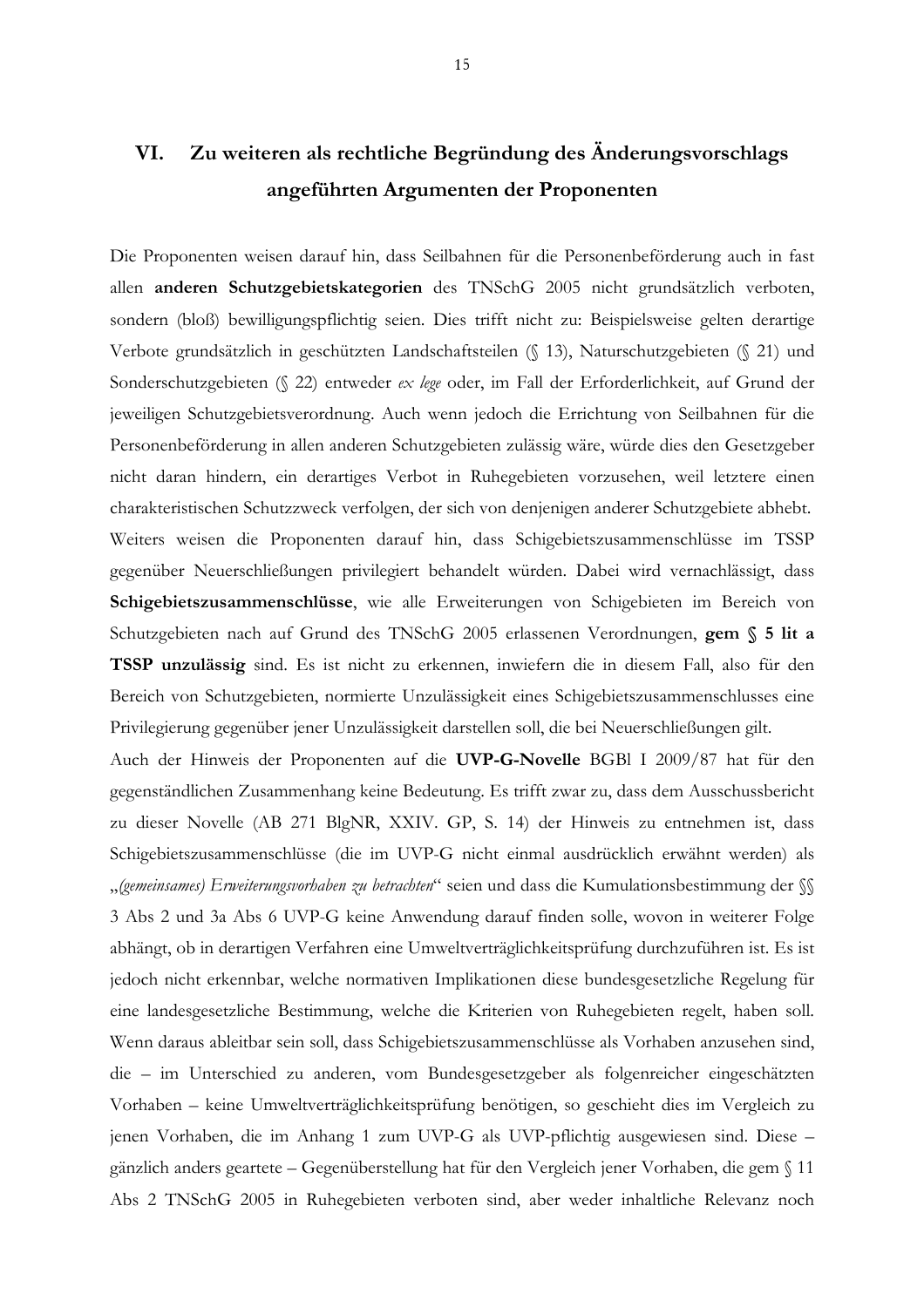## VI. Zu weiteren als rechtliche Begründung des Änderungsvorschlags angeführten Argumenten der Proponenten

Die Proponenten weisen darauf hin, dass Seilbahnen für die Personenbeförderung auch in fast allen **anderen Schutzgebietskategorien** des TNSchG 2005 nicht grundsätzlich verboten, sondern (bloß) bewilligungspflichtig seien. Dies trifft nicht zu: Beispielsweise gelten derartige Verbote grundsätzlich in geschützten Landschaftsteilen (§ 13), Naturschutzgebieten (§ 21) und Sonderschutzgebieten (§ 22) entweder *ex lege* oder, im Fall der Erforderlichkeit, auf Grund der jeweiligen Schutzgebietsverordnung. Auch wenn jedoch die Errichtung von Seilbahnen für die Personenbeförderung in allen anderen Schutzgebieten zulässig wäre, würde dies den Gesetzgeber nicht daran hindern, ein derartiges Verbot in Ruhegebieten vorzusehen, weil letztere einen charakteristischen Schutzzweck verfolgen, der sich von denjenigen anderer Schutzgebiete abhebt.

Weiters weisen die Proponenten darauf hin, dass Schigebietszusammenschlüsse im TSSP gegenüber Neuerschließungen privilegiert behandelt würden. Dabei wird vernachlässigt, dass **Schigebietszusammenschlüsse**, wie alle Erweiterungen von Schigebieten im Bereich von Schutzgebieten nach auf Grund des TNSchG 2005 erlassenen Verordnungen, **gem § 5 lit a TSSP unzulässig** sind. Es ist nicht zu erkennen, inwiefern die in diesem Fall, also für den Bereich von Schutzgebieten, normierte Unzulässigkeit eines Schigebietszusammenschlusses eine Privilegierung gegenüber jener Unzulässigkeit darstellen soll, die bei Neuerschließungen gilt.

Auch der Hinweis der Proponenten auf die **UVP-G-Novelle** BGBl I 2009/87 hat für den gegenständlichen Zusammenhang keine Bedeutung. Es trifft zwar zu, dass dem Ausschussbericht zu dieser Novelle (AB 271 BlgNR, XXIV. GP, S. 14) der Hinweis zu entnehmen ist, dass Schigebietszusammenschlüsse (die im UVP-G nicht einmal ausdrücklich erwähnt werden) als „*(gemeinsames) Erweiterungsvorhaben zu betrachten*" seien und dass die Kumulationsbestimmung der §§ 3 Abs 2 und 3a Abs 6 UVP-G keine Anwendung darauf finden solle, wovon in weiterer Folge abhängt, ob in derartigen Verfahren eine Umweltverträglichkeitsprüfung durchzuführen ist. Es ist jedoch nicht erkennbar, welche normativen Implikationen diese bundesgesetzliche Regelung für eine landesgesetzliche Bestimmung, welche die Kriterien von Ruhegebieten regelt, haben soll. Wenn daraus ableitbar sein soll, dass Schigebietszusammenschlüsse als Vorhaben anzusehen sind, die – im Unterschied zu anderen, vom Bundesgesetzgeber als folgenreicher eingeschätzten Vorhaben – keine Umweltverträglichkeitsprüfung benötigen, so geschieht dies im Vergleich zu jenen Vorhaben, die im Anhang 1 zum UVP-G als UVP-pflichtig ausgewiesen sind. Diese – gänzlich anders geartete – Gegenüberstellung hat für den Vergleich jener Vorhaben, die gem § 11 Abs 2 TNSchG 2005 in Ruhegebieten verboten sind, aber weder inhaltliche Relevanz noch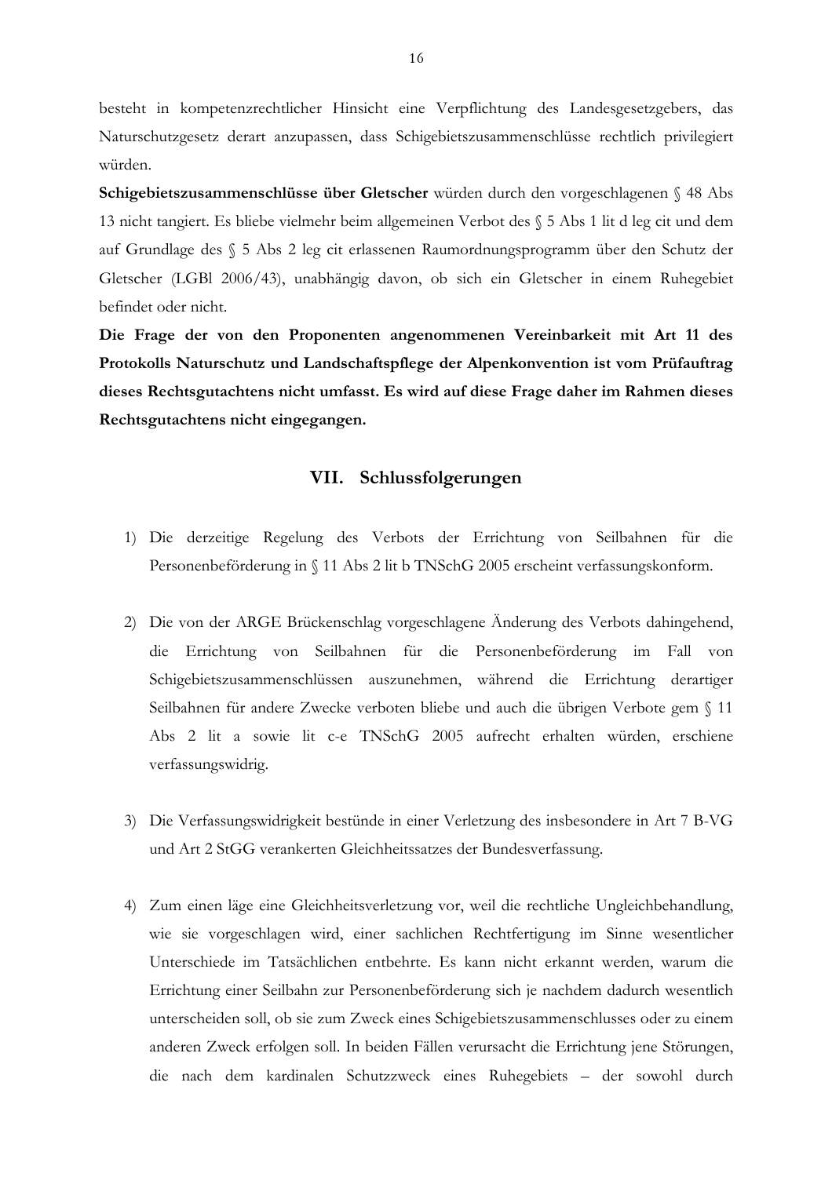besteht in kompetenzrechtlicher Hinsicht eine Verpflichtung des Landesgesetzgebers, das Naturschutzgesetz derart anzupassen, dass Schigebietszusammenschlüsse rechtlich privilegiert würden.

**Schigebietszusammenschlüsse über Gletscher** würden durch den vorgeschlagenen § 48 Abs 13 nicht tangiert. Es bliebe vielmehr beim allgemeinen Verbot des § 5 Abs 1 lit d leg cit und dem auf Grundlage des § 5 Abs 2 leg cit erlassenen Raumordnungsprogramm über den Schutz der Gletscher (LGBl 2006/43), unabhängig davon, ob sich ein Gletscher in einem Ruhegebiet befindet oder nicht.

**Die Frage der von den Proponenten angenommenen Vereinbarkeit mit Art 11 des Protokolls Naturschutz und Landschaftspflege der Alpenkonvention ist vom Prüfauftrag dieses Rechtsgutachtens nicht umfasst. Es wird auf diese Frage daher im Rahmen dieses Rechtsgutachtens nicht eingegangen.**

## VII. Schlussfolgerungen

1) Die derzeitige Regelung des Verbots der Errichtung von Seilbahnen für die Personenbeförderung in § 11 Abs 2 lit b TNSchG 2005 erscheint verfassungskonform.

2) Die von der ARGE Brückenschlag vorgeschlagene Änderung des Verbots dahingehend, die Errichtung von Seilbahnen für die Personenbeförderung im Fall von Schigebietszusammenschlüssen auszunehmen, während die Errichtung derartiger Seilbahnen für andere Zwecke verboten bliebe und auch die übrigen Verbote gem § 11 Abs 2 lit a sowie lit c-e TNSchG 2005 aufrecht erhalten würden, erschiene verfassungswidrig.

3) Die Verfassungswidrigkeit bestünde in einer Verletzung des insbesondere in Art 7 B-VG und Art 2 StGG verankerten Gleichheitssatzes der Bundesverfassung.

4) Zum einen läge eine Gleichheitsverletzung vor, weil die rechtliche Ungleichbehandlung, wie sie vorgeschlagen wird, einer sachlichen Rechtfertigung im Sinne wesentlicher Unterschiede im Tatsächlichen entbehrte. Es kann nicht erkannt werden, warum die Errichtung einer Seilbahn zur Personenbeförderung sich je nachdem dadurch wesentlich unterscheiden soll, ob sie zum Zweck eines Schigebietszusammenschlusses oder zu einem anderen Zweck erfolgen soll. In beiden Fällen verursacht die Errichtung jene Störungen, die nach dem kardinalen Schutzzweck eines Ruhegebiets – der sowohl durch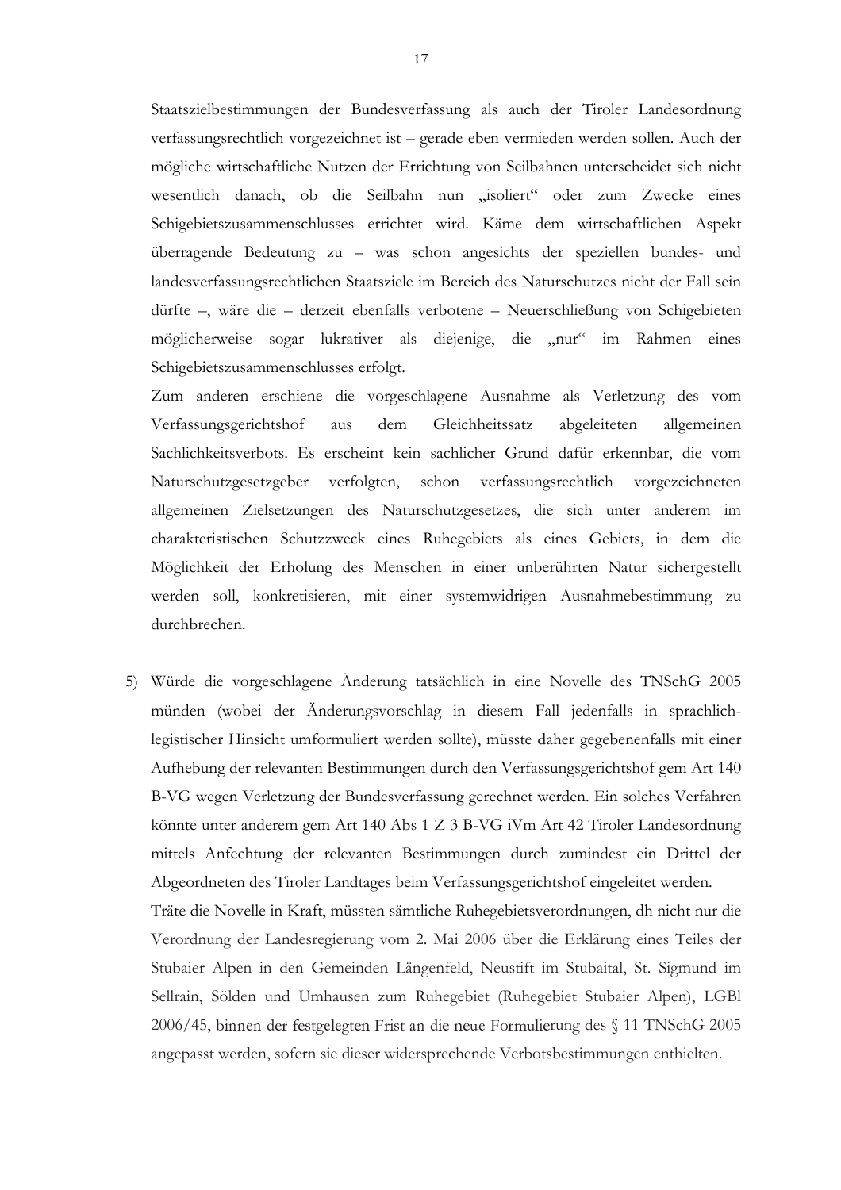Staatszielbestimmungen der Bundesverfassung als auch der Tiroler Landesordnung verfassungsrechtlich vorgezeichnet ist – gerade eben vermieden werden sollen. Auch der mögliche wirtschaftliche Nutzen der Errichtung von Seilbahnen unterscheidet sich nicht wesentlich danach, ob die Seilbahn nun „isoliert" oder zum Zwecke eines Schigebietszusammenschlusses errichtet wird. Käme dem wirtschaftlichen Aspekt überragende Bedeutung zu – was schon angesichts der speziellen bundes- und landesverfassungsrechtlichen Staatsziele im Bereich des Naturschutzes nicht der Fall sein dürfte –, wäre die – derzeit ebenfalls verbotene – Neuerschließung von Schigebieten möglicherweise sogar lukrativer als diejenige, die „nur" im Rahmen eines Schigebietszusammenschlusses erfolgt.

Zum anderen erschiene die vorgeschlagene Ausnahme als Verletzung des vom Verfassungsgerichtshof aus dem Gleichheitssatz abgeleiteten allgemeinen Sachlichkeitsverbots. Es erscheint kein sachlicher Grund dafür erkennbar, die vom Naturschutzgesetzgeber verfolgten, schon verfassungsrechtlich vorgezeichneten allgemeinen Zielsetzungen des Naturschutzgesetzes, die sich unter anderem im charakteristischen Schutzzweck eines Ruhegebiets als eines Gebiets, in dem die Möglichkeit der Erholung des Menschen in einer unberührten Natur sichergestellt werden soll, konkretisieren, mit einer systemwidrigen Ausnahmebestimmung zu durchbrechen.

5) Würde die vorgeschlagene Änderung tatsächlich in eine Novelle des TNSchG 2005 münden (wobei der Änderungsvorschlag in diesem Fall jedenfalls in sprachlich-legistischer Hinsicht umformuliert werden sollte), müsste daher gegebenenfalls mit einer Aufhebung der relevanten Bestimmungen durch den Verfassungsgerichtshof gem Art 140 B-VG wegen Verletzung der Bundesverfassung gerechnet werden. Ein solches Verfahren könnte unter anderem gem Art 140 Abs 1 Z 3 B-VG iVm Art 42 Tiroler Landesordnung mittels Anfechtung der relevanten Bestimmungen durch zumindest ein Drittel der Abgeordneten des Tiroler Landtages beim Verfassungsgerichtshof eingeleitet werden.

   Träte die Novelle in Kraft, müssten sämtliche Ruhegebietsverordnungen, dh nicht nur die Verordnung der Landesregierung vom 2. Mai 2006 über die Erklärung eines Teiles der Stubaier Alpen in den Gemeinden Längenfeld, Neustift im Stubaital, St. Sigmund im Sellrain, Sölden und Umhausen zum Ruhegebiet (Ruhegebiet Stubaier Alpen), LGBl 2006/45, binnen der festgelegten Frist an die neue Formulierung des § 11 TNSchG 2005 angepasst werden, sofern sie dieser widersprechende Verbotsbestimmungen enthielten.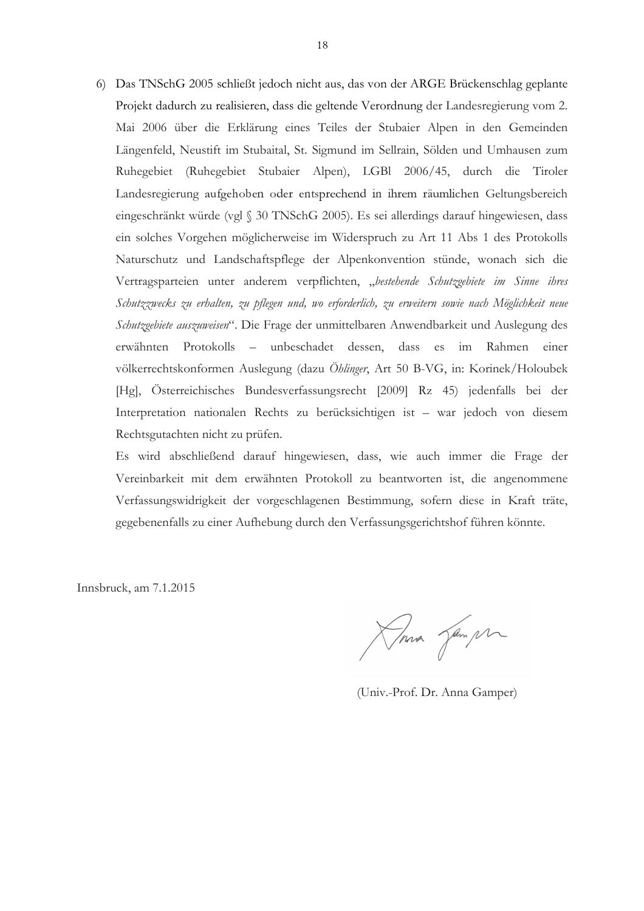6) Das TNSchG 2005 schließt jedoch nicht aus, das von der ARGE Brückenschlag geplante Projekt dadurch zu realisieren, dass die geltende Verordnung der Landesregierung vom 2. Mai 2006 über die Erklärung eines Teiles der Stubaier Alpen in den Gemeinden Längenfeld, Neustift im Stubaital, St. Sigmund im Sellrain, Sölden und Umhausen zum Ruhegebiet (Ruhegebiet Stubaier Alpen), LGBl 2006/45, durch die Tiroler Landesregierung aufgehoben oder entsprechend in ihrem räumlichen Geltungsbereich eingeschränkt würde (vgl § 30 TNSchG 2005). Es sei allerdings darauf hingewiesen, dass ein solches Vorgehen möglicherweise im Widerspruch zu Art 11 Abs 1 des Protokolls Naturschutz und Landschaftspflege der Alpenkonvention stünde, wonach sich die Vertragsparteien unter anderem verpflichten, „*bestehende Schutzgebiete im Sinne ihres Schutzzwecks zu erhalten, zu pflegen und, wo erforderlich, zu erweitern sowie nach Möglichkeit neue Schutzgebiete auszuweisen*". Die Frage der unmittelbaren Anwendbarkeit und Auslegung des erwähnten Protokolls – unbeschadet dessen, dass es im Rahmen einer völkerrechtskonformen Auslegung (dazu *Öhlinger*, Art 50 B-VG, in: Korinek/Holoubek [Hg], Österreichisches Bundesverfassungsrecht [2009] Rz 45) jedenfalls bei der Interpretation nationalen Rechts zu berücksichtigen ist – war jedoch von diesem Rechtsgutachten nicht zu prüfen.

   Es wird abschließend darauf hingewiesen, dass, wie auch immer die Frage der Vereinbarkeit mit dem erwähnten Protokoll zu beantworten ist, die angenommene Verfassungswidrigkeit der vorgeschlagenen Bestimmung, sofern diese in Kraft träte, gegebenenfalls zu einer Aufhebung durch den Verfassungsgerichtshof führen könnte.

Innsbruck, am 7.1.2015

(Univ.-Prof. Dr. Anna Gamper)